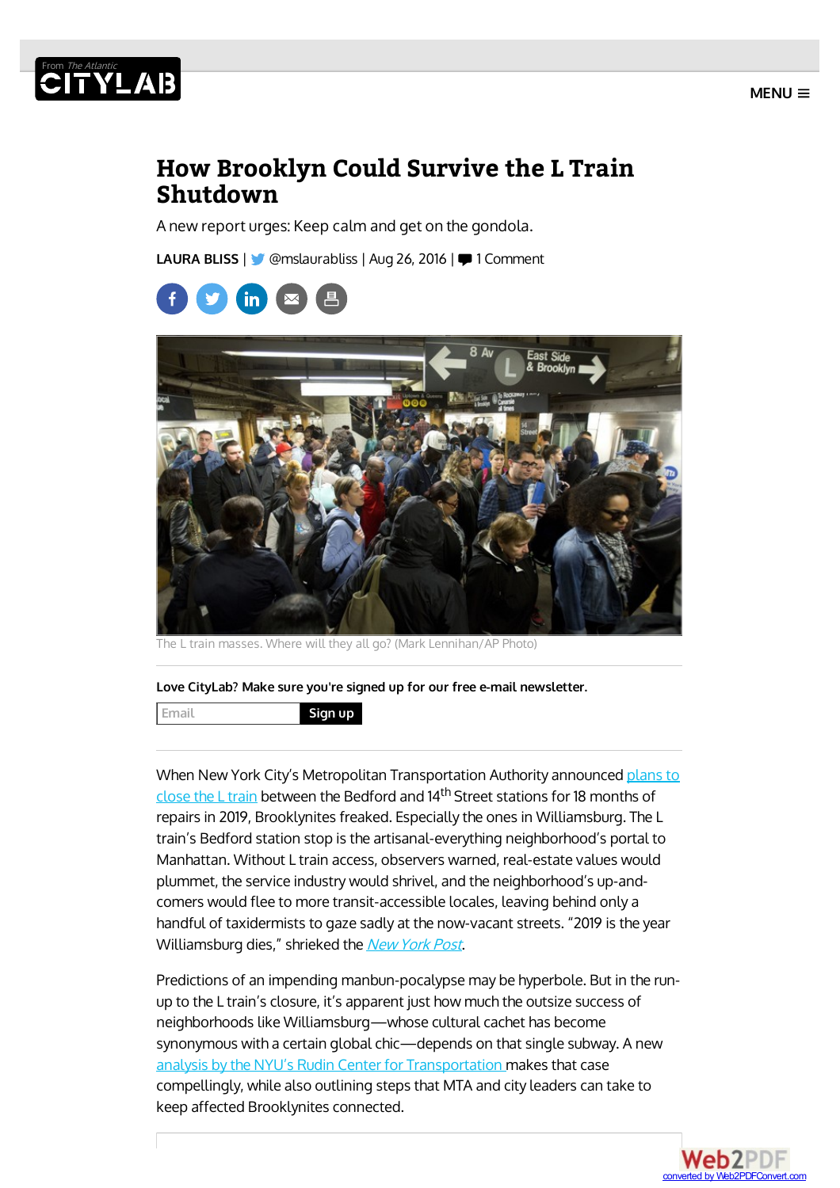# How Brooklyn Could Survive the L Train Shutdown

A new report urges: Keep calm and get on the gondola.

**LAURA BLISS** | @mslaurabliss | Aug 26, 2016 | 1 Comment

The L train masses. Where will they all go? (Mark Lennihan/AP Photo)

**Love CityLab? Make sure you're signed up for our free e-mail newsletter.**

When New York City's Metropolitan Transportation Authority announced plans to close the L train between the Bedford and 14th Street stations for 18 months of repairs in 2019, Brooklynites freaked. Especially the ones in Williamsburg. The L train's Bedford station stop is the artisanal-everything neighborhood's portal to Manhattan. Without L train access, observers warned, real-estate values would plummet, the service industry would shrivel, and the neighborhood's up-and-comers would flee to more transit-accessible locales, leaving behind only a handful of taxidermists to gaze sadly at the now-vacant streets. "2019 is the year Williamsburg dies," shrieked the *New York Post*.

Predictions of an impending manbun-pocalypse may be hyperbole. But in the run-up to the L train's closure, it's apparent just how much the outsize success of neighborhoods like Williamsburg—whose cultural cachet has become synonymous with a certain global chic—depends on that single subway. A new analysis by the NYU's Rudin Center for Transportation makes that case compellingly, while also outlining steps that MTA and city leaders can take to keep affected Brooklynites connected.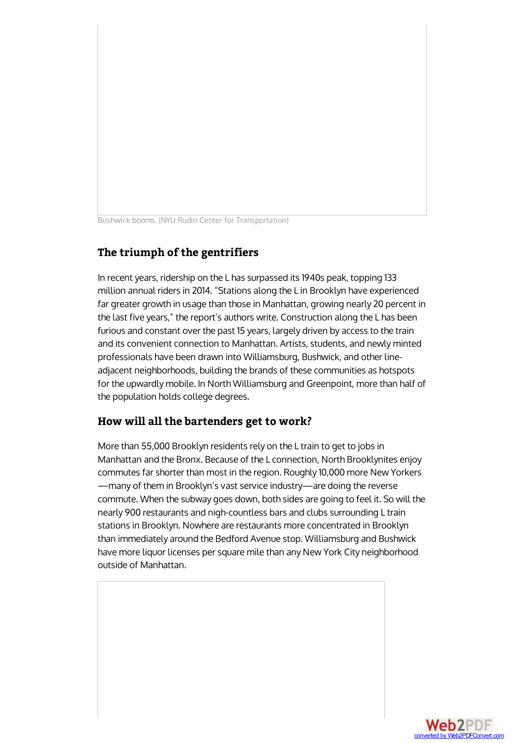Bushwick booms. (NYU Rudin Center for Transportation)

## The triumph of the gentrifiers

In recent years, ridership on the L has surpassed its 1940s peak, topping 133 million annual riders in 2014. "Stations along the L in Brooklyn have experienced far greater growth in usage than those in Manhattan, growing nearly 20 percent in the last five years," the report's authors write. Construction along the L has been furious and constant over the past 15 years, largely driven by access to the train and its convenient connection to Manhattan. Artists, students, and newly minted professionals have been drawn into Williamsburg, Bushwick, and other line-adjacent neighborhoods, building the brands of these communities as hotspots for the upwardly mobile. In North Williamsburg and Greenpoint, more than half of the population holds college degrees.

## How will all the bartenders get to work?

More than 55,000 Brooklyn residents rely on the L train to get to jobs in Manhattan and the Bronx. Because of the L connection, North Brooklynites enjoy commutes far shorter than most in the region. Roughly 10,000 more New Yorkers —many of them in Brooklyn's vast service industry—are doing the reverse commute. When the subway goes down, both sides are going to feel it. So will the nearly 900 restaurants and nigh-countless bars and clubs surrounding L train stations in Brooklyn. Nowhere are restaurants more concentrated in Brooklyn than immediately around the Bedford Avenue stop. Williamsburg and Bushwick have more liquor licenses per square mile than any New York City neighborhood outside of Manhattan.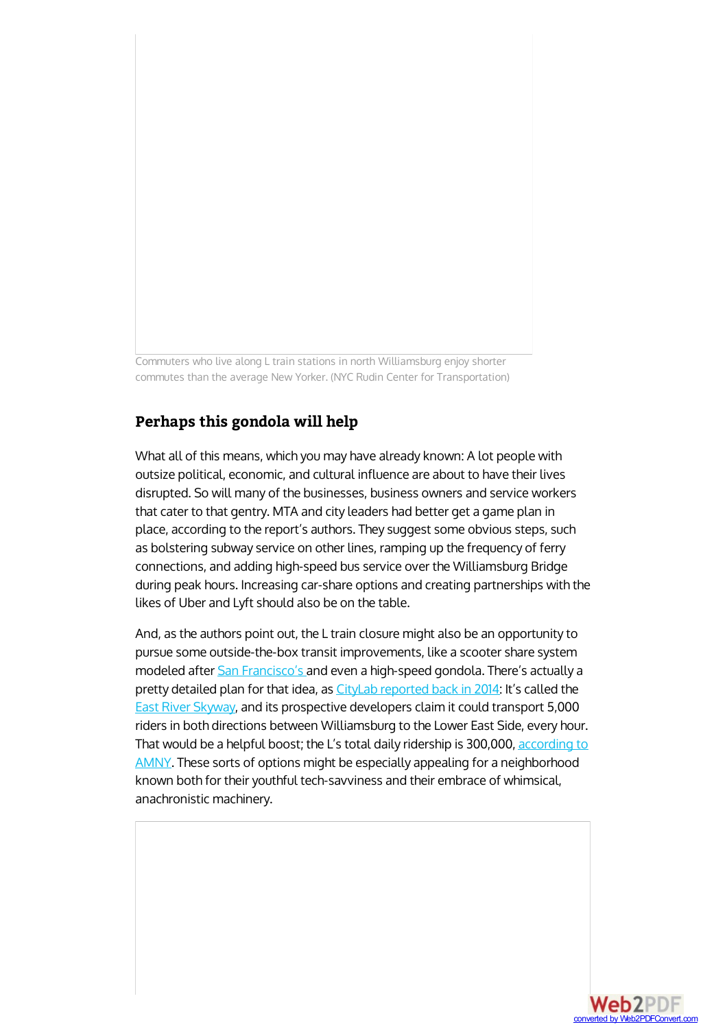Commuters who live along L train stations in north Williamsburg enjoy shorter commutes than the average New Yorker. (NYC Rudin Center for Transportation)

### Perhaps this gondola will help

What all of this means, which you may have already known: A lot people with outsize political, economic, and cultural influence are about to have their lives disrupted. So will many of the businesses, business owners and service workers that cater to that gentry. MTA and city leaders had better get a game plan in place, according to the report's authors. They suggest some obvious steps, such as bolstering subway service on other lines, ramping up the frequency of ferry connections, and adding high-speed bus service over the Williamsburg Bridge during peak hours. Increasing car-share options and creating partnerships with the likes of Uber and Lyft should also be on the table.

And, as the authors point out, the L train closure might also be an opportunity to pursue some outside-the-box transit improvements, like a scooter share system modeled after San Francisco's and even a high-speed gondola. There's actually a pretty detailed plan for that idea, as CityLab reported back in 2014: It's called the East River Skyway, and its prospective developers claim it could transport 5,000 riders in both directions between Williamsburg to the Lower East Side, every hour. That would be a helpful boost; the L's total daily ridership is 300,000, according to AMNY. These sorts of options might be especially appealing for a neighborhood known both for their youthful tech-savviness and their embrace of whimsical, anachronistic machinery.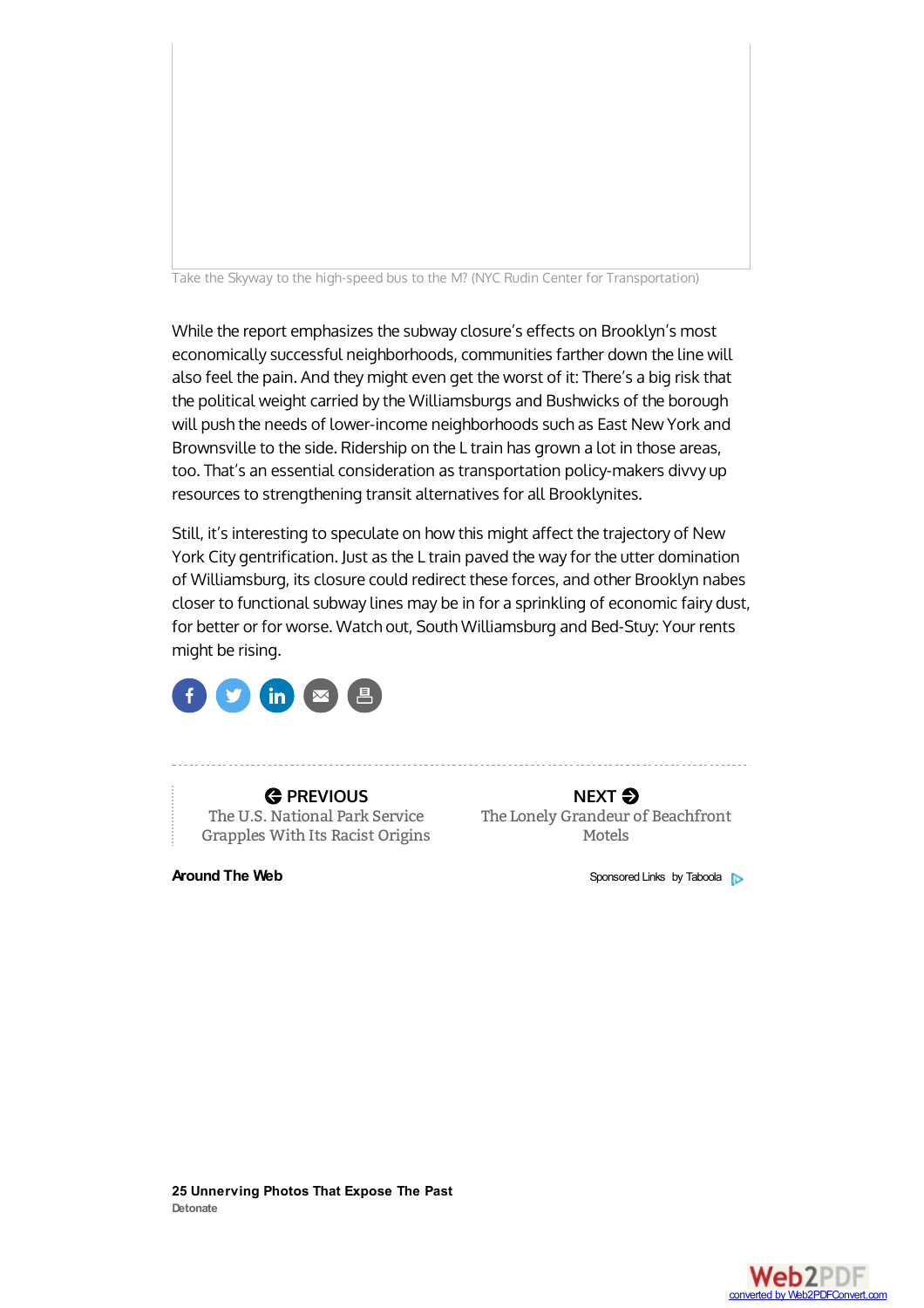Take the Skyway to the high-speed bus to the M? (NYC Rudin Center for Transportation)

While the report emphasizes the subway closure's effects on Brooklyn's most economically successful neighborhoods, communities farther down the line will also feel the pain. And they might even get the worst of it: There's a big risk that the political weight carried by the Williamsburgs and Bushwicks of the borough will push the needs of lower-income neighborhoods such as East New York and Brownsville to the side. Ridership on the L train has grown a lot in those areas, too. That's an essential consideration as transportation policy-makers divvy up resources to strengthening transit alternatives for all Brooklynites.

Still, it's interesting to speculate on how this might affect the trajectory of New York City gentrification. Just as the L train paved the way for the utter domination of Williamsburg, its closure could redirect these forces, and other Brooklyn nabes closer to functional subway lines may be in for a sprinkling of economic fairy dust, for better or for worse. Watch out, South Williamsburg and Bed-Stuy: Your rents might be rising.

PREVIOUS
The U.S. National Park Service Grapples With Its Racist Origins

NEXT
The Lonely Grandeur of Beachfront Motels

**Around The Web**

Sponsored Links by Taboola

**25 Unnerving Photos That Expose The Past**
Detonate